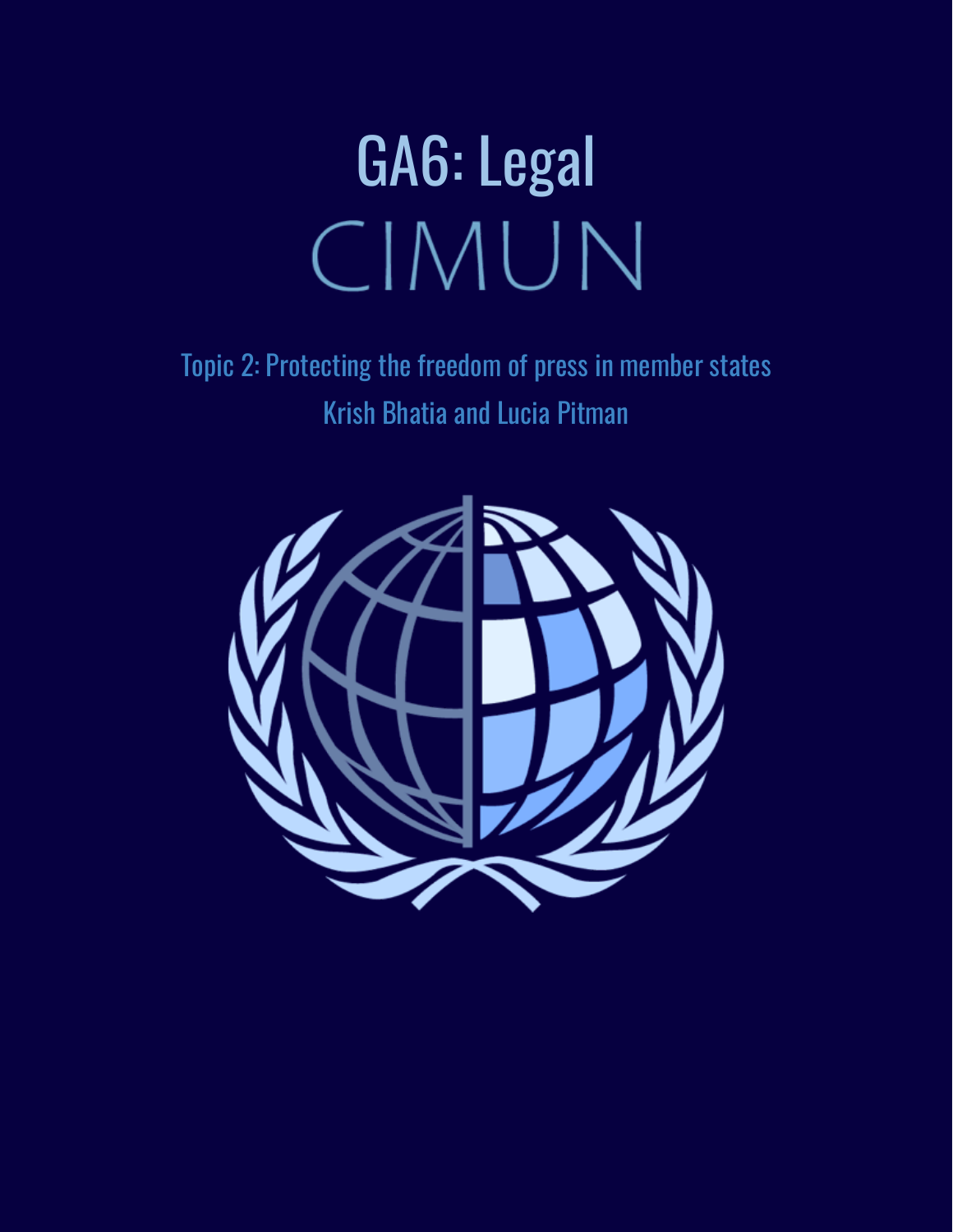# GA6: Legal

# CIMUN

## Topic 2: Protecting the freedom of press in member states

Krish Bhatia and Lucia Pitman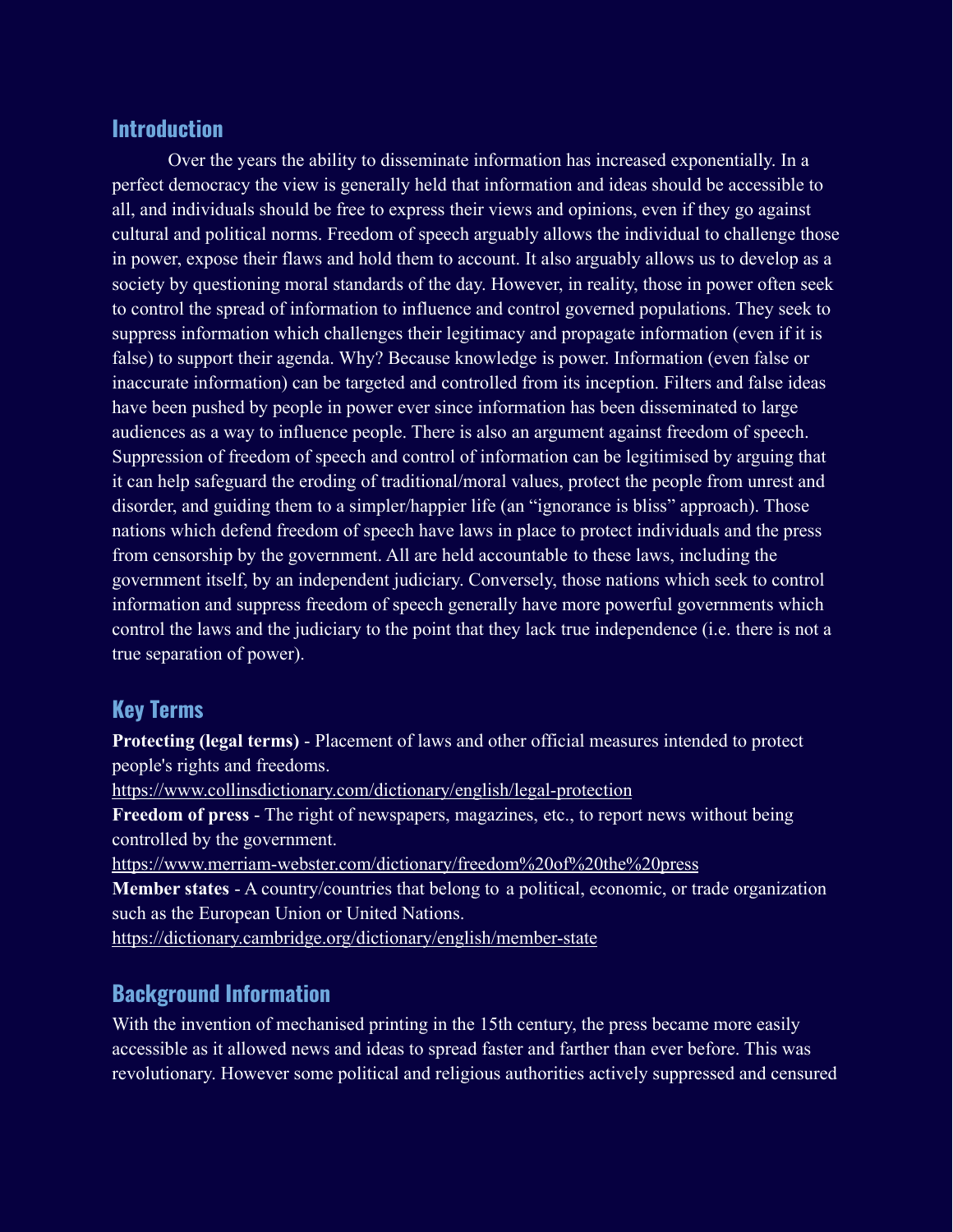## Introduction

Over the years the ability to disseminate information has increased exponentially. In a perfect democracy the view is generally held that information and ideas should be accessible to all, and individuals should be free to express their views and opinions, even if they go against cultural and political norms. Freedom of speech arguably allows the individual to challenge those in power, expose their flaws and hold them to account. It also arguably allows us to develop as a society by questioning moral standards of the day. However, in reality, those in power often seek to control the spread of information to influence and control governed populations. They seek to suppress information which challenges their legitimacy and propagate information (even if it is false) to support their agenda. Why? Because knowledge is power. Information (even false or inaccurate information) can be targeted and controlled from its inception. Filters and false ideas have been pushed by people in power ever since information has been disseminated to large audiences as a way to influence people. There is also an argument against freedom of speech. Suppression of freedom of speech and control of information can be legitimised by arguing that it can help safeguard the eroding of traditional/moral values, protect the people from unrest and disorder, and guiding them to a simpler/happier life (an "ignorance is bliss" approach). Those nations which defend freedom of speech have laws in place to protect individuals and the press from censorship by the government. All are held accountable to these laws, including the government itself, by an independent judiciary. Conversely, those nations which seek to control information and suppress freedom of speech generally have more powerful governments which control the laws and the judiciary to the point that they lack true independence (i.e. there is not a true separation of power).

## Key Terms

**Protecting (legal terms)** - Placement of laws and other official measures intended to protect people's rights and freedoms.
https://www.collinsdictionary.com/dictionary/english/legal-protection

**Freedom of press** - The right of newspapers, magazines, etc., to report news without being controlled by the government.
https://www.merriam-webster.com/dictionary/freedom%20of%20the%20press

**Member states** - A country/countries that belong to a political, economic, or trade organization such as the European Union or United Nations.
https://dictionary.cambridge.org/dictionary/english/member-state

## Background Information

With the invention of mechanised printing in the 15th century, the press became more easily accessible as it allowed news and ideas to spread faster and farther than ever before. This was revolutionary. However some political and religious authorities actively suppressed and censured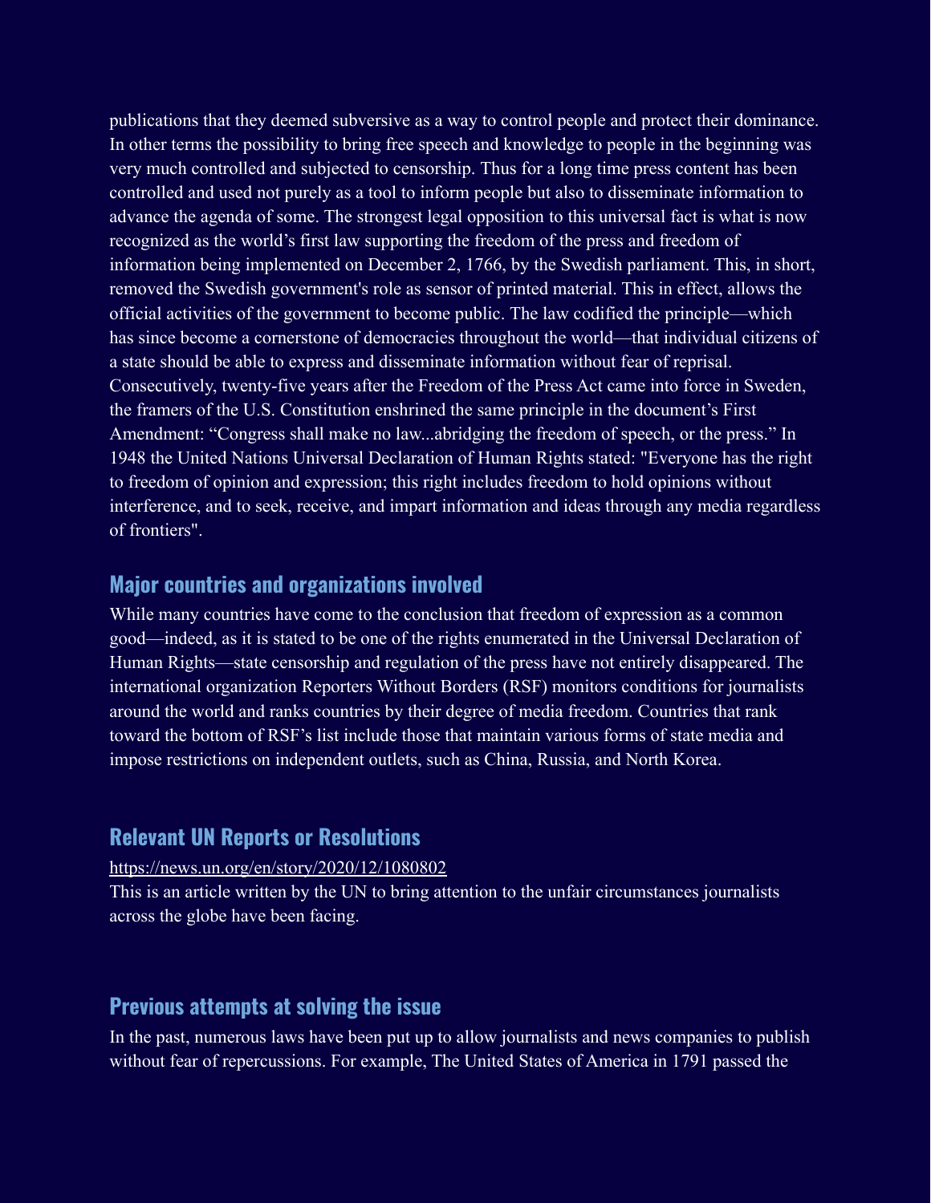publications that they deemed subversive as a way to control people and protect their dominance. In other terms the possibility to bring free speech and knowledge to people in the beginning was very much controlled and subjected to censorship. Thus for a long time press content has been controlled and used not purely as a tool to inform people but also to disseminate information to advance the agenda of some. The strongest legal opposition to this universal fact is what is now recognized as the world's first law supporting the freedom of the press and freedom of information being implemented on December 2, 1766, by the Swedish parliament. This, in short, removed the Swedish government's role as sensor of printed material. This in effect, allows the official activities of the government to become public. The law codified the principle—which has since become a cornerstone of democracies throughout the world—that individual citizens of a state should be able to express and disseminate information without fear of reprisal. Consecutively, twenty-five years after the Freedom of the Press Act came into force in Sweden, the framers of the U.S. Constitution enshrined the same principle in the document's First Amendment: "Congress shall make no law...abridging the freedom of speech, or the press." In 1948 the United Nations Universal Declaration of Human Rights stated: "Everyone has the right to freedom of opinion and expression; this right includes freedom to hold opinions without interference, and to seek, receive, and impart information and ideas through any media regardless of frontiers".

## Major countries and organizations involved

While many countries have come to the conclusion that freedom of expression as a common good—indeed, as it is stated to be one of the rights enumerated in the Universal Declaration of Human Rights—state censorship and regulation of the press have not entirely disappeared. The international organization Reporters Without Borders (RSF) monitors conditions for journalists around the world and ranks countries by their degree of media freedom. Countries that rank toward the bottom of RSF's list include those that maintain various forms of state media and impose restrictions on independent outlets, such as China, Russia, and North Korea.

## Relevant UN Reports or Resolutions

https://news.un.org/en/story/2020/12/1080802

This is an article written by the UN to bring attention to the unfair circumstances journalists across the globe have been facing.

## Previous attempts at solving the issue

In the past, numerous laws have been put up to allow journalists and news companies to publish without fear of repercussions. For example, The United States of America in 1791 passed the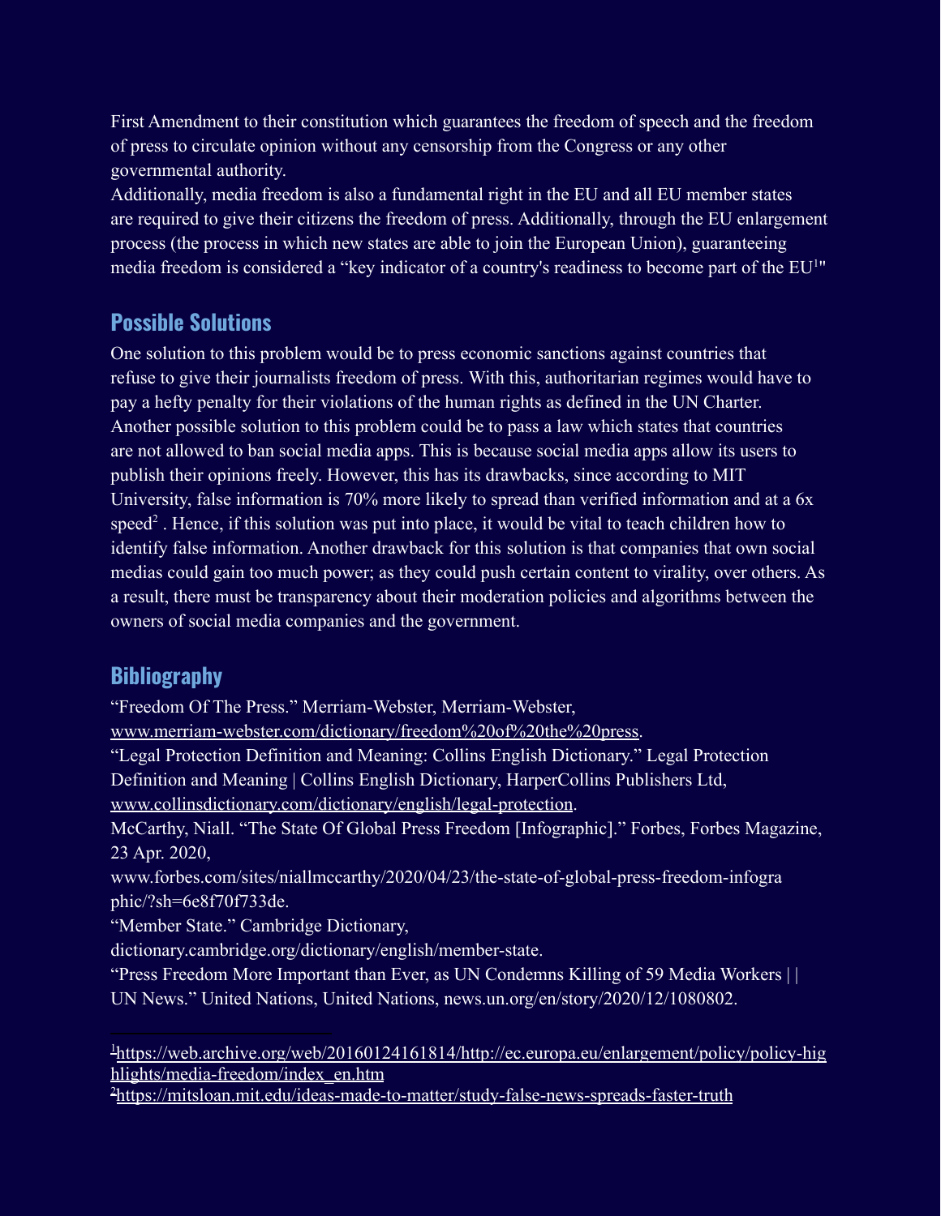First Amendment to their constitution which guarantees the freedom of speech and the freedom of press to circulate opinion without any censorship from the Congress or any other governmental authority.

Additionally, media freedom is also a fundamental right in the EU and all EU member states are required to give their citizens the freedom of press. Additionally, through the EU enlargement process (the process in which new states are able to join the European Union), guaranteeing media freedom is considered a "key indicator of a country's readiness to become part of the EU[1]"

## Possible Solutions

One solution to this problem would be to press economic sanctions against countries that refuse to give their journalists freedom of press. With this, authoritarian regimes would have to pay a hefty penalty for their violations of the human rights as defined in the UN Charter. Another possible solution to this problem could be to pass a law which states that countries are not allowed to ban social media apps. This is because social media apps allow its users to publish their opinions freely. However, this has its drawbacks, since according to MIT University, false information is 70% more likely to spread than verified information and at a 6x speed[2] . Hence, if this solution was put into place, it would be vital to teach children how to identify false information. Another drawback for this solution is that companies that own social medias could gain too much power; as they could push certain content to virality, over others. As a result, there must be transparency about their moderation policies and algorithms between the owners of social media companies and the government.

## Bibliography

"Freedom Of The Press." Merriam-Webster, Merriam-Webster, www.merriam-webster.com/dictionary/freedom%20of%20the%20press.

"Legal Protection Definition and Meaning: Collins English Dictionary." Legal Protection Definition and Meaning | Collins English Dictionary, HarperCollins Publishers Ltd, www.collinsdictionary.com/dictionary/english/legal-protection.

McCarthy, Niall. "The State Of Global Press Freedom [Infographic]." Forbes, Forbes Magazine, 23 Apr. 2020, www.forbes.com/sites/niallmccarthy/2020/04/23/the-state-of-global-press-freedom-infographic/?sh=6e8f70f733de.

"Member State." Cambridge Dictionary, dictionary.cambridge.org/dictionary/english/member-state.

"Press Freedom More Important than Ever, as UN Condemns Killing of 59 Media Workers | | UN News." United Nations, United Nations, news.un.org/en/story/2020/12/1080802.

---

[1] https://web.archive.org/web/20160124161814/http://ec.europa.eu/enlargement/policy/policy-highlights/media-freedom/index_en.htm

[2] https://mitsloan.mit.edu/ideas-made-to-matter/study-false-news-spreads-faster-truth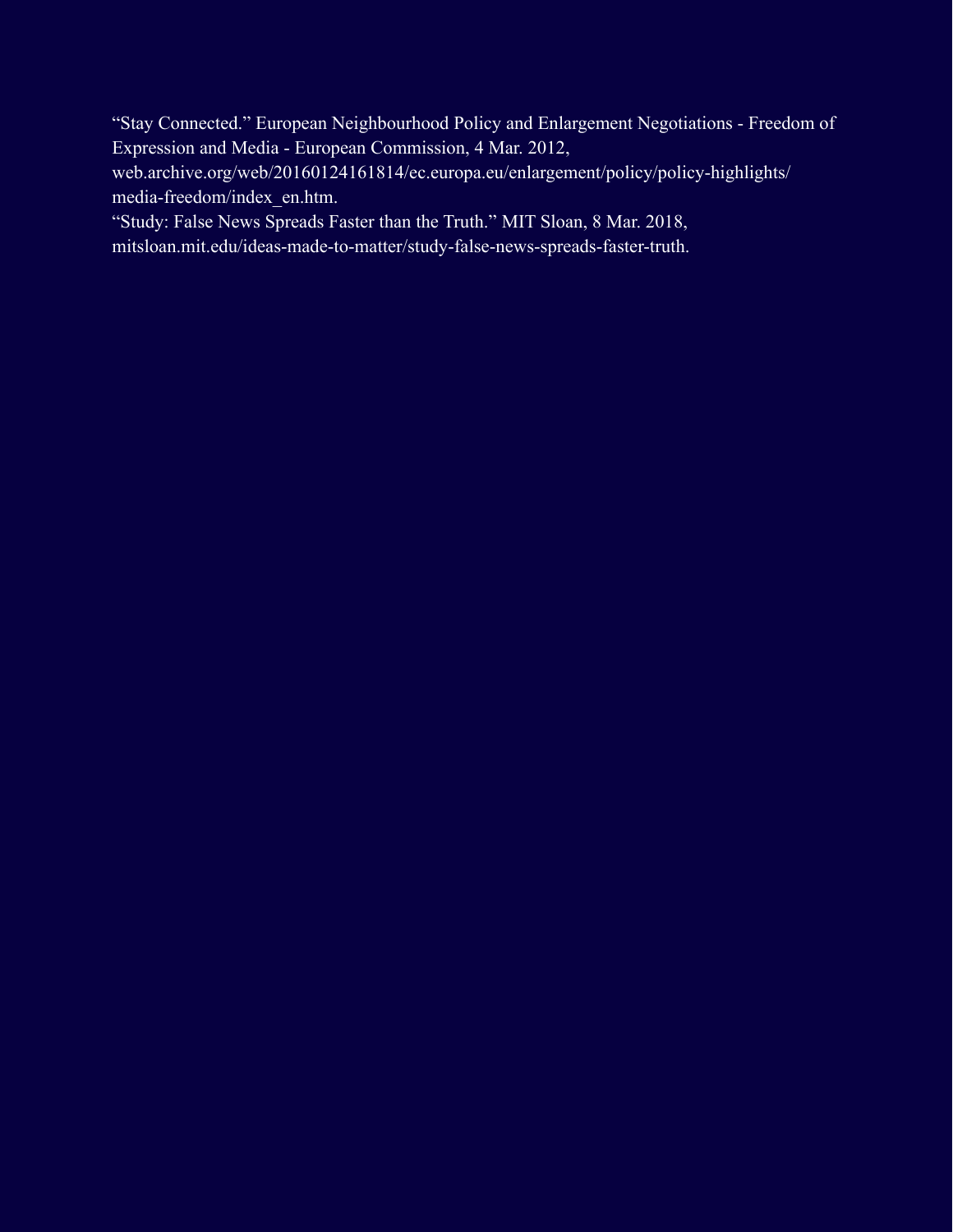"Stay Connected." European Neighbourhood Policy and Enlargement Negotiations - Freedom of Expression and Media - European Commission, 4 Mar. 2012, web.archive.org/web/20160124161814/ec.europa.eu/enlargement/policy/policy-highlights/media-freedom/index_en.htm.

"Study: False News Spreads Faster than the Truth." MIT Sloan, 8 Mar. 2018, mitsloan.mit.edu/ideas-made-to-matter/study-false-news-spreads-faster-truth.